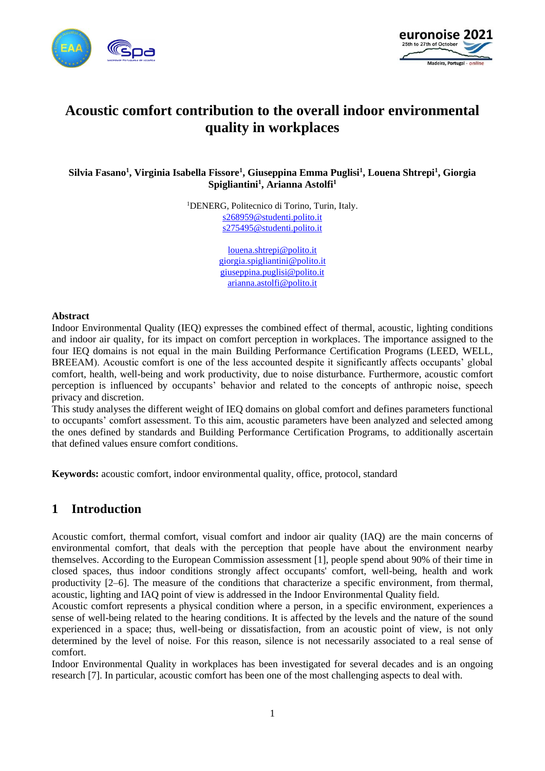# Acoustic comfort contribution to the overall indoor environmental quality in workplaces

**Silvia Fasano[1], Virginia Isabella Fissore[1], Giuseppina Emma Puglisi[1], Louena Shtrepi[1], Giorgia Spigliantini[1], Arianna Astolfi[1]**

[1]DENERG, Politecnico di Torino, Turin, Italy.
s268959@studenti.polito.it
s275495@studenti.polito.it

louena.shtrepi@polito.it
giorgia.spigliantini@polito.it
giuseppina.puglisi@polito.it
arianna.astolfi@polito.it

## Abstract

Indoor Environmental Quality (IEQ) expresses the combined effect of thermal, acoustic, lighting conditions and indoor air quality, for its impact on comfort perception in workplaces. The importance assigned to the four IEQ domains is not equal in the main Building Performance Certification Programs (LEED, WELL, BREEAM). Acoustic comfort is one of the less accounted despite it significantly affects occupants' global comfort, health, well-being and work productivity, due to noise disturbance. Furthermore, acoustic comfort perception is influenced by occupants' behavior and related to the concepts of anthropic noise, speech privacy and discretion.

This study analyses the different weight of IEQ domains on global comfort and defines parameters functional to occupants' comfort assessment. To this aim, acoustic parameters have been analyzed and selected among the ones defined by standards and Building Performance Certification Programs, to additionally ascertain that defined values ensure comfort conditions.

**Keywords:** acoustic comfort, indoor environmental quality, office, protocol, standard

## 1 Introduction

Acoustic comfort, thermal comfort, visual comfort and indoor air quality (IAQ) are the main concerns of environmental comfort, that deals with the perception that people have about the environment nearby themselves. According to the European Commission assessment [1], people spend about 90% of their time in closed spaces, thus indoor conditions strongly affect occupants' comfort, well-being, health and work productivity [2–6]. The measure of the conditions that characterize a specific environment, from thermal, acoustic, lighting and IAQ point of view is addressed in the Indoor Environmental Quality field.

Acoustic comfort represents a physical condition where a person, in a specific environment, experiences a sense of well-being related to the hearing conditions. It is affected by the levels and the nature of the sound experienced in a space; thus, well-being or dissatisfaction, from an acoustic point of view, is not only determined by the level of noise. For this reason, silence is not necessarily associated to a real sense of comfort.

Indoor Environmental Quality in workplaces has been investigated for several decades and is an ongoing research [7]. In particular, acoustic comfort has been one of the most challenging aspects to deal with.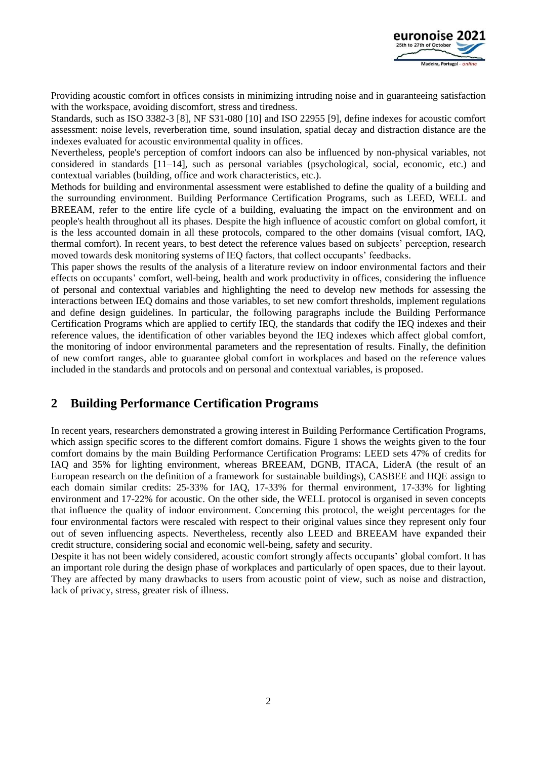Providing acoustic comfort in offices consists in minimizing intruding noise and in guaranteeing satisfaction with the workspace, avoiding discomfort, stress and tiredness.

Standards, such as ISO 3382-3 [8], NF S31-080 [10] and ISO 22955 [9], define indexes for acoustic comfort assessment: noise levels, reverberation time, sound insulation, spatial decay and distraction distance are the indexes evaluated for acoustic environmental quality in offices.

Nevertheless, people's perception of comfort indoors can also be influenced by non-physical variables, not considered in standards [11–14], such as personal variables (psychological, social, economic, etc.) and contextual variables (building, office and work characteristics, etc.).

Methods for building and environmental assessment were established to define the quality of a building and the surrounding environment. Building Performance Certification Programs, such as LEED, WELL and BREEAM, refer to the entire life cycle of a building, evaluating the impact on the environment and on people's health throughout all its phases. Despite the high influence of acoustic comfort on global comfort, it is the less accounted domain in all these protocols, compared to the other domains (visual comfort, IAQ, thermal comfort). In recent years, to best detect the reference values based on subjects' perception, research moved towards desk monitoring systems of IEQ factors, that collect occupants' feedbacks.

This paper shows the results of the analysis of a literature review on indoor environmental factors and their effects on occupants' comfort, well-being, health and work productivity in offices, considering the influence of personal and contextual variables and highlighting the need to develop new methods for assessing the interactions between IEQ domains and those variables, to set new comfort thresholds, implement regulations and define design guidelines. In particular, the following paragraphs include the Building Performance Certification Programs which are applied to certify IEQ, the standards that codify the IEQ indexes and their reference values, the identification of other variables beyond the IEQ indexes which affect global comfort, the monitoring of indoor environmental parameters and the representation of results. Finally, the definition of new comfort ranges, able to guarantee global comfort in workplaces and based on the reference values included in the standards and protocols and on personal and contextual variables, is proposed.

## 2 Building Performance Certification Programs

In recent years, researchers demonstrated a growing interest in Building Performance Certification Programs, which assign specific scores to the different comfort domains. Figure 1 shows the weights given to the four comfort domains by the main Building Performance Certification Programs: LEED sets 47% of credits for IAQ and 35% for lighting environment, whereas BREEAM, DGNB, ITACA, LiderA (the result of an European research on the definition of a framework for sustainable buildings), CASBEE and HQE assign to each domain similar credits: 25-33% for IAQ, 17-33% for thermal environment, 17-33% for lighting environment and 17-22% for acoustic. On the other side, the WELL protocol is organised in seven concepts that influence the quality of indoor environment. Concerning this protocol, the weight percentages for the four environmental factors were rescaled with respect to their original values since they represent only four out of seven influencing aspects. Nevertheless, recently also LEED and BREEAM have expanded their credit structure, considering social and economic well-being, safety and security.

Despite it has not been widely considered, acoustic comfort strongly affects occupants' global comfort. It has an important role during the design phase of workplaces and particularly of open spaces, due to their layout. They are affected by many drawbacks to users from acoustic point of view, such as noise and distraction, lack of privacy, stress, greater risk of illness.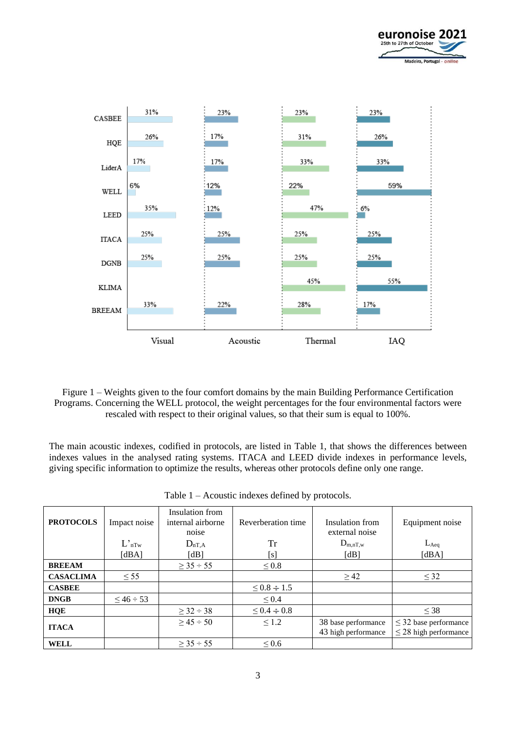Figure 1 – Weights given to the four comfort domains by the main Building Performance Certification Programs. Concerning the WELL protocol, the weight percentages for the four environmental factors were rescaled with respect to their original values, so that their sum is equal to 100%.

The main acoustic indexes, codified in protocols, are listed in Table 1, that shows the differences between indexes values in the analysed rating systems. ITACA and LEED divide indexes in performance levels, giving specific information to optimize the results, whereas other protocols define only one range.

Table 1 – Acoustic indexes defined by protocols.

| **PROTOCOLS** | Impact noise $L'_{nTw}$ [dBA] | Insulation from internal airborne noise $D_{nT,A}$ [dB] | Reverberation time Tr [s] | Insulation from external noise $D_{m,nT,w}$ [dB] | Equipment noise $L_{Aeq}$ [dBA] |
|---|---|---|---|---|---|
| **BREEAM** | | $\geq 35 \div 55$ | $\leq 0.8$ | | |
| **CASACLIMA** | $\leq 55$ | | | $\geq 42$ | $\leq 32$ |
| **CASBEE** | | | $\leq 0.8 \div 1.5$ | | |
| **DNGB** | $\leq 46 \div 53$ | | $\leq 0.4$ | | |
| **HQE** | | $\geq 32 \div 38$ | $\leq 0.4 \div 0.8$ | | $\leq 38$ |
| **ITACA** | | $\geq 45 \div 50$ | $\leq 1.2$ | 38 base performance<br>43 high performance | $\leq 32$ base performance<br>$\leq 28$ high performance |
| **WELL** | | $\geq 35 \div 55$ | $\leq 0.6$ | | |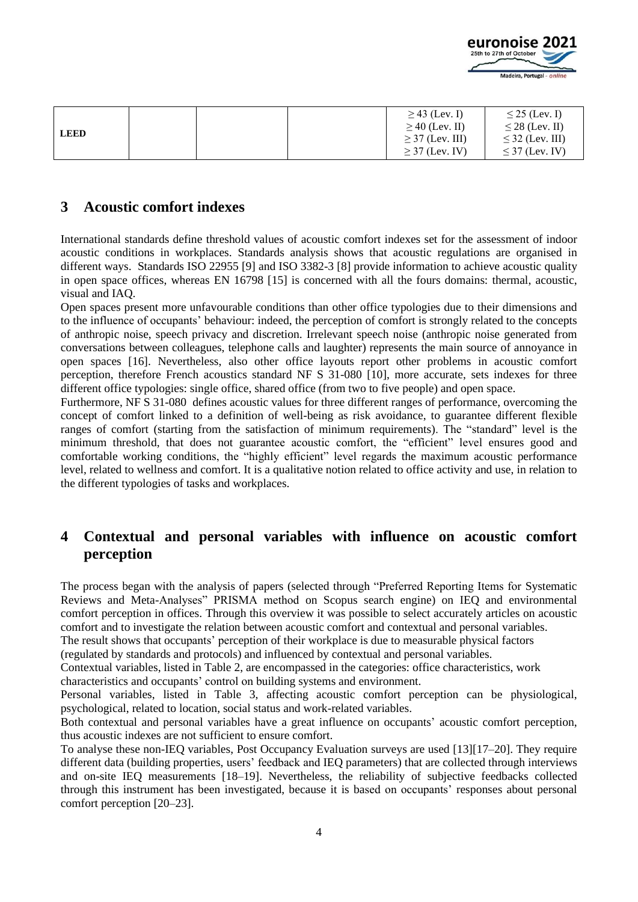| LEED | | | | ≥ 43 (Lev. I)<br>≥ 40 (Lev. II)<br>≥ 37 (Lev. III)<br>≥ 37 (Lev. IV) | ≤ 25 (Lev. I)<br>≤ 28 (Lev. II)<br>≤ 32 (Lev. III)<br>≤ 37 (Lev. IV) |
|---|---|---|---|---|---|

## 3 Acoustic comfort indexes

International standards define threshold values of acoustic comfort indexes set for the assessment of indoor acoustic conditions in workplaces. Standards analysis shows that acoustic regulations are organised in different ways. Standards ISO 22955 [9] and ISO 3382-3 [8] provide information to achieve acoustic quality in open space offices, whereas EN 16798 [15] is concerned with all the fours domains: thermal, acoustic, visual and IAQ.

Open spaces present more unfavourable conditions than other office typologies due to their dimensions and to the influence of occupants' behaviour: indeed, the perception of comfort is strongly related to the concepts of anthropic noise, speech privacy and discretion. Irrelevant speech noise (anthropic noise generated from conversations between colleagues, telephone calls and laughter) represents the main source of annoyance in open spaces [16]. Nevertheless, also other office layouts report other problems in acoustic comfort perception, therefore French acoustics standard NF S 31-080 [10], more accurate, sets indexes for three different office typologies: single office, shared office (from two to five people) and open space.

Furthermore, NF S 31-080 defines acoustic values for three different ranges of performance, overcoming the concept of comfort linked to a definition of well-being as risk avoidance, to guarantee different flexible ranges of comfort (starting from the satisfaction of minimum requirements). The "standard" level is the minimum threshold, that does not guarantee acoustic comfort, the "efficient" level ensures good and comfortable working conditions, the "highly efficient" level regards the maximum acoustic performance level, related to wellness and comfort. It is a qualitative notion related to office activity and use, in relation to the different typologies of tasks and workplaces.

## 4 Contextual and personal variables with influence on acoustic comfort perception

The process began with the analysis of papers (selected through "Preferred Reporting Items for Systematic Reviews and Meta-Analyses" PRISMA method on Scopus search engine) on IEQ and environmental comfort perception in offices. Through this overview it was possible to select accurately articles on acoustic comfort and to investigate the relation between acoustic comfort and contextual and personal variables.

The result shows that occupants' perception of their workplace is due to measurable physical factors (regulated by standards and protocols) and influenced by contextual and personal variables.

Contextual variables, listed in Table 2, are encompassed in the categories: office characteristics, work characteristics and occupants' control on building systems and environment.

Personal variables, listed in Table 3, affecting acoustic comfort perception can be physiological, psychological, related to location, social status and work-related variables.

Both contextual and personal variables have a great influence on occupants' acoustic comfort perception, thus acoustic indexes are not sufficient to ensure comfort.

To analyse these non-IEQ variables, Post Occupancy Evaluation surveys are used [13][17–20]. They require different data (building properties, users' feedback and IEQ parameters) that are collected through interviews and on-site IEQ measurements [18–19]. Nevertheless, the reliability of subjective feedbacks collected through this instrument has been investigated, because it is based on occupants' responses about personal comfort perception [20–23].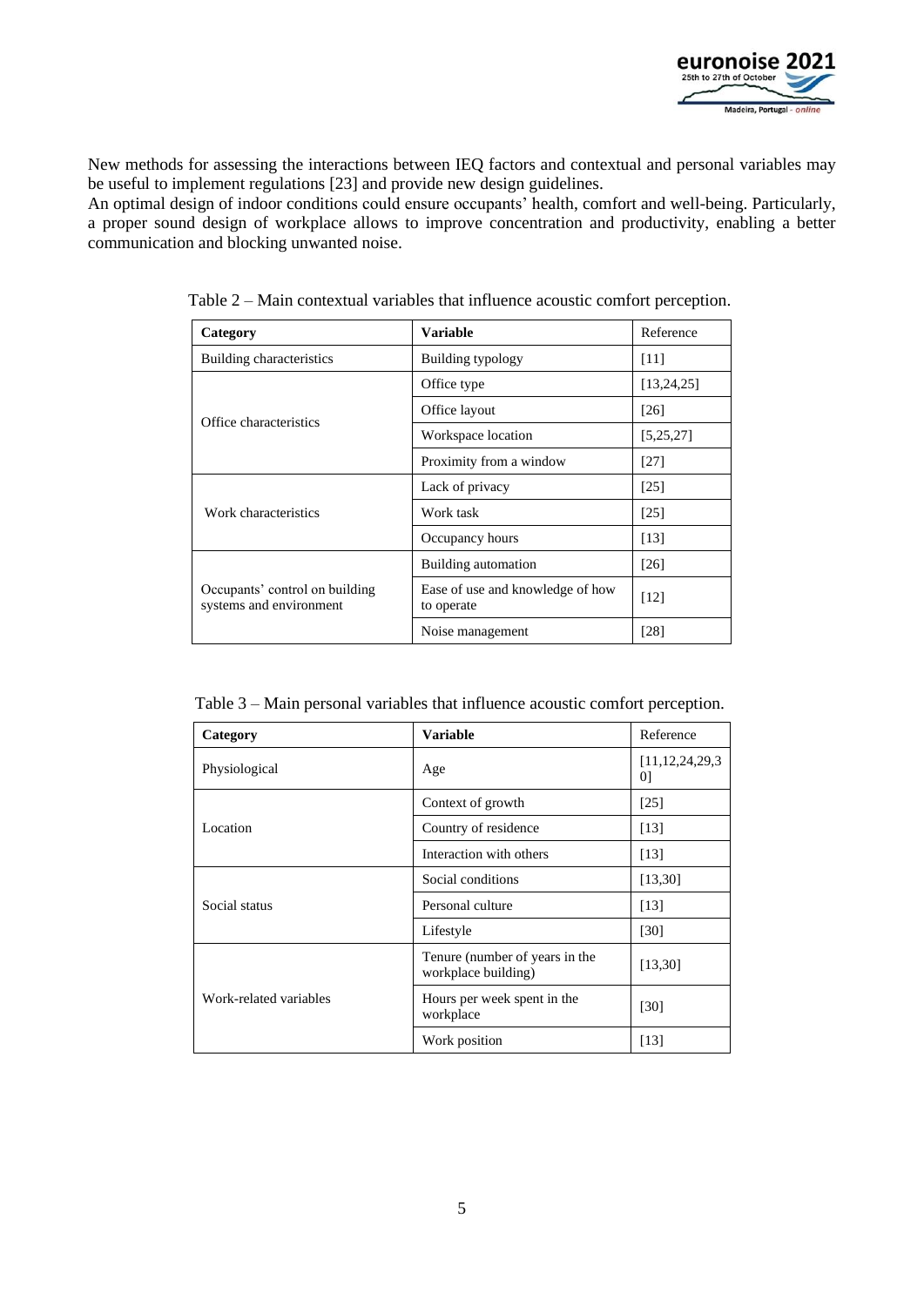New methods for assessing the interactions between IEQ factors and contextual and personal variables may be useful to implement regulations [23] and provide new design guidelines.
An optimal design of indoor conditions could ensure occupants' health, comfort and well-being. Particularly, a proper sound design of workplace allows to improve concentration and productivity, enabling a better communication and blocking unwanted noise.

Table 2 – Main contextual variables that influence acoustic comfort perception.

| **Category** | **Variable** | Reference |
|---|---|---|
| Building characteristics | Building typology | [11] |
| Office characteristics | Office type | [13,24,25] |
| | Office layout | [26] |
| | Workspace location | [5,25,27] |
| | Proximity from a window | [27] |
| Work characteristics | Lack of privacy | [25] |
| | Work task | [25] |
| | Occupancy hours | [13] |
| Occupants' control on building systems and environment | Building automation | [26] |
| | Ease of use and knowledge of how to operate | [12] |
| | Noise management | [28] |

Table 3 – Main personal variables that influence acoustic comfort perception.

| **Category** | **Variable** | Reference |
|---|---|---|
| Physiological | Age | [11,12,24,29,30] |
| Location | Context of growth | [25] |
| | Country of residence | [13] |
| | Interaction with others | [13] |
| Social status | Social conditions | [13,30] |
| | Personal culture | [13] |
| | Lifestyle | [30] |
| Work-related variables | Tenure (number of years in the workplace building) | [13,30] |
| | Hours per week spent in the workplace | [30] |
| | Work position | [13] |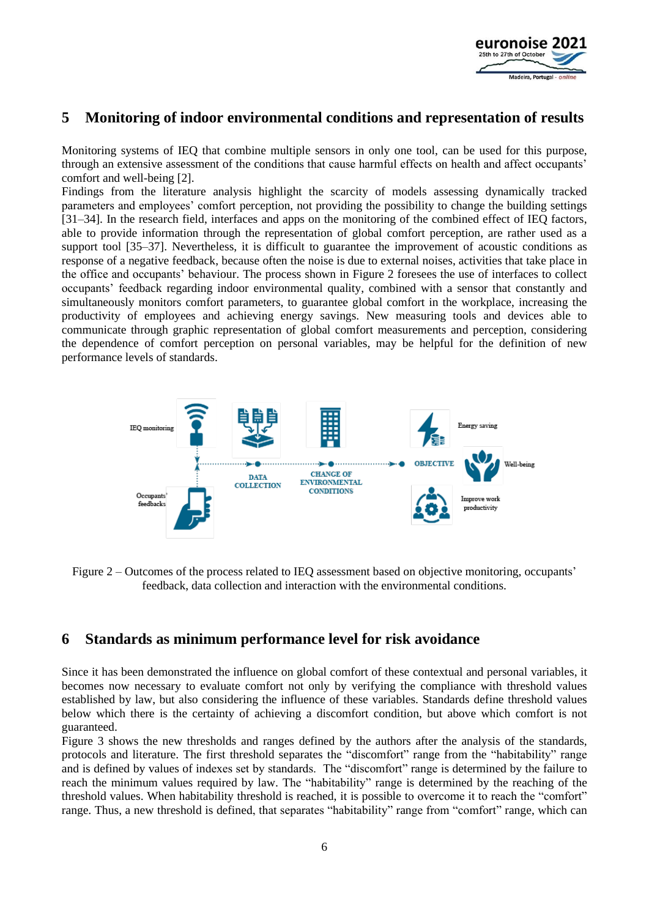## 5 Monitoring of indoor environmental conditions and representation of results

Monitoring systems of IEQ that combine multiple sensors in only one tool, can be used for this purpose, through an extensive assessment of the conditions that cause harmful effects on health and affect occupants' comfort and well-being [2].

Findings from the literature analysis highlight the scarcity of models assessing dynamically tracked parameters and employees' comfort perception, not providing the possibility to change the building settings [31–34]. In the research field, interfaces and apps on the monitoring of the combined effect of IEQ factors, able to provide information through the representation of global comfort perception, are rather used as a support tool [35–37]. Nevertheless, it is difficult to guarantee the improvement of acoustic conditions as response of a negative feedback, because often the noise is due to external noises, activities that take place in the office and occupants' behaviour. The process shown in Figure 2 foresees the use of interfaces to collect occupants' feedback regarding indoor environmental quality, combined with a sensor that constantly and simultaneously monitors comfort parameters, to guarantee global comfort in the workplace, increasing the productivity of employees and achieving energy savings. New measuring tools and devices able to communicate through graphic representation of global comfort measurements and perception, considering the dependence of comfort perception on personal variables, may be helpful for the definition of new performance levels of standards.

Figure 2 – Outcomes of the process related to IEQ assessment based on objective monitoring, occupants' feedback, data collection and interaction with the environmental conditions.

## 6 Standards as minimum performance level for risk avoidance

Since it has been demonstrated the influence on global comfort of these contextual and personal variables, it becomes now necessary to evaluate comfort not only by verifying the compliance with threshold values established by law, but also considering the influence of these variables. Standards define threshold values below which there is the certainty of achieving a discomfort condition, but above which comfort is not guaranteed.

Figure 3 shows the new thresholds and ranges defined by the authors after the analysis of the standards, protocols and literature. The first threshold separates the "discomfort" range from the "habitability" range and is defined by values of indexes set by standards. The "discomfort" range is determined by the failure to reach the minimum values required by law. The "habitability" range is determined by the reaching of the threshold values. When habitability threshold is reached, it is possible to overcome it to reach the "comfort" range. Thus, a new threshold is defined, that separates "habitability" range from "comfort" range, which can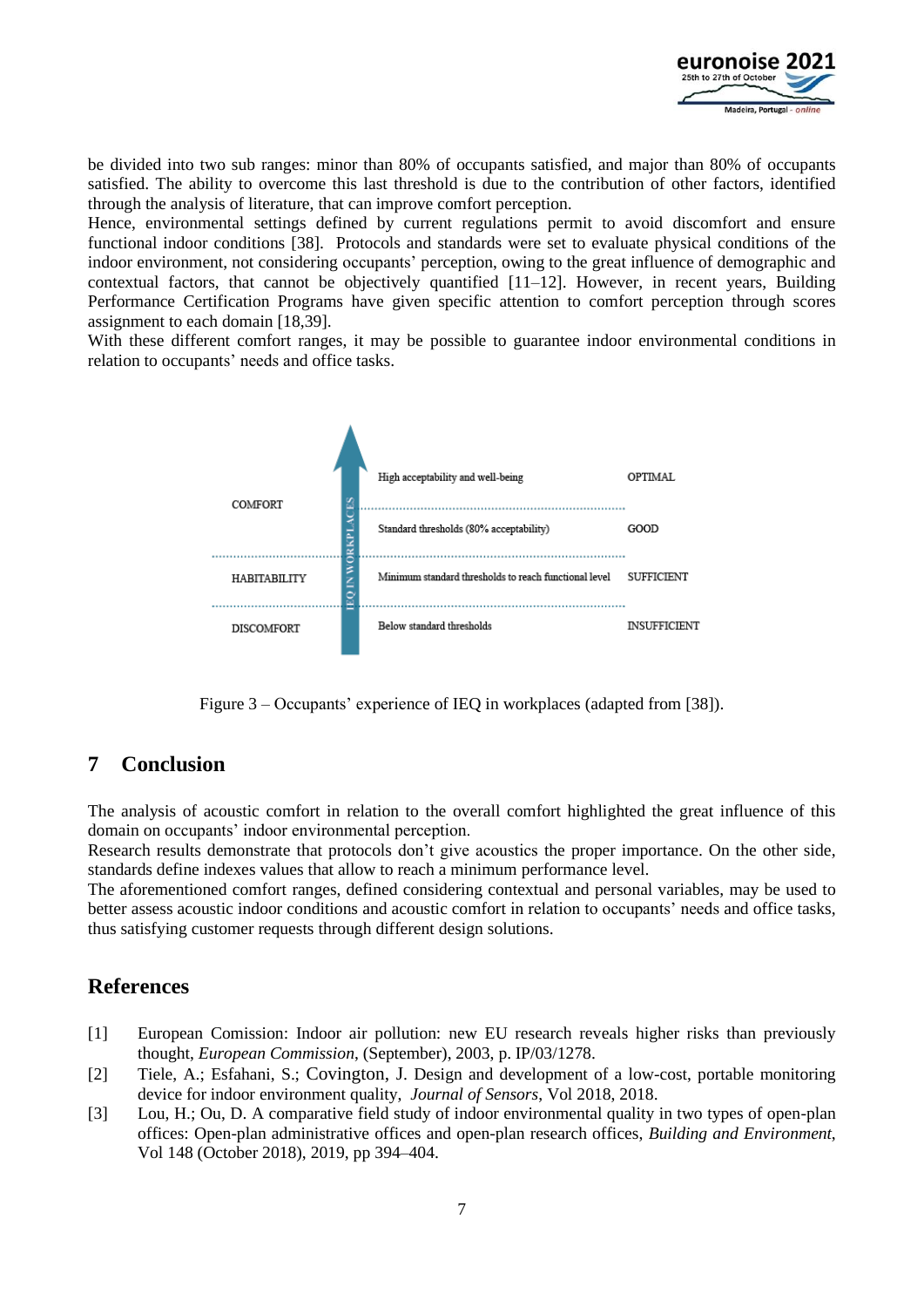be divided into two sub ranges: minor than 80% of occupants satisfied, and major than 80% of occupants satisfied. The ability to overcome this last threshold is due to the contribution of other factors, identified through the analysis of literature, that can improve comfort perception.

Hence, environmental settings defined by current regulations permit to avoid discomfort and ensure functional indoor conditions [38]. Protocols and standards were set to evaluate physical conditions of the indoor environment, not considering occupants' perception, owing to the great influence of demographic and contextual factors, that cannot be objectively quantified [11–12]. However, in recent years, Building Performance Certification Programs have given specific attention to comfort perception through scores assignment to each domain [18,39].

With these different comfort ranges, it may be possible to guarantee indoor environmental conditions in relation to occupants' needs and office tasks.

| IEQ IN WORKPLACES | | |
|---|---|---|
| COMFORT | High acceptability and well-being | OPTIMAL |
| | Standard thresholds (80% acceptability) | GOOD |
| HABITABILITY | Minimum standard thresholds to reach functional level | SUFFICIENT |
| DISCOMFORT | Below standard thresholds | INSUFFICIENT |

Figure 3 – Occupants' experience of IEQ in workplaces (adapted from [38]).

## 7 Conclusion

The analysis of acoustic comfort in relation to the overall comfort highlighted the great influence of this domain on occupants' indoor environmental perception.

Research results demonstrate that protocols don't give acoustics the proper importance. On the other side, standards define indexes values that allow to reach a minimum performance level.

The aforementioned comfort ranges, defined considering contextual and personal variables, may be used to better assess acoustic indoor conditions and acoustic comfort in relation to occupants' needs and office tasks, thus satisfying customer requests through different design solutions.

## References

[1] European Comission: Indoor air pollution: new EU research reveals higher risks than previously thought, *European Commission*, (September), 2003, p. IP/03/1278.

[2] Tiele, A.; Esfahani, S.; Covington, J. Design and development of a low-cost, portable monitoring device for indoor environment quality, *Journal of Sensors*, Vol 2018, 2018.

[3] Lou, H.; Ou, D. A comparative field study of indoor environmental quality in two types of open-plan offices: Open-plan administrative offices and open-plan research offices, *Building and Environment*, Vol 148 (October 2018), 2019, pp 394–404.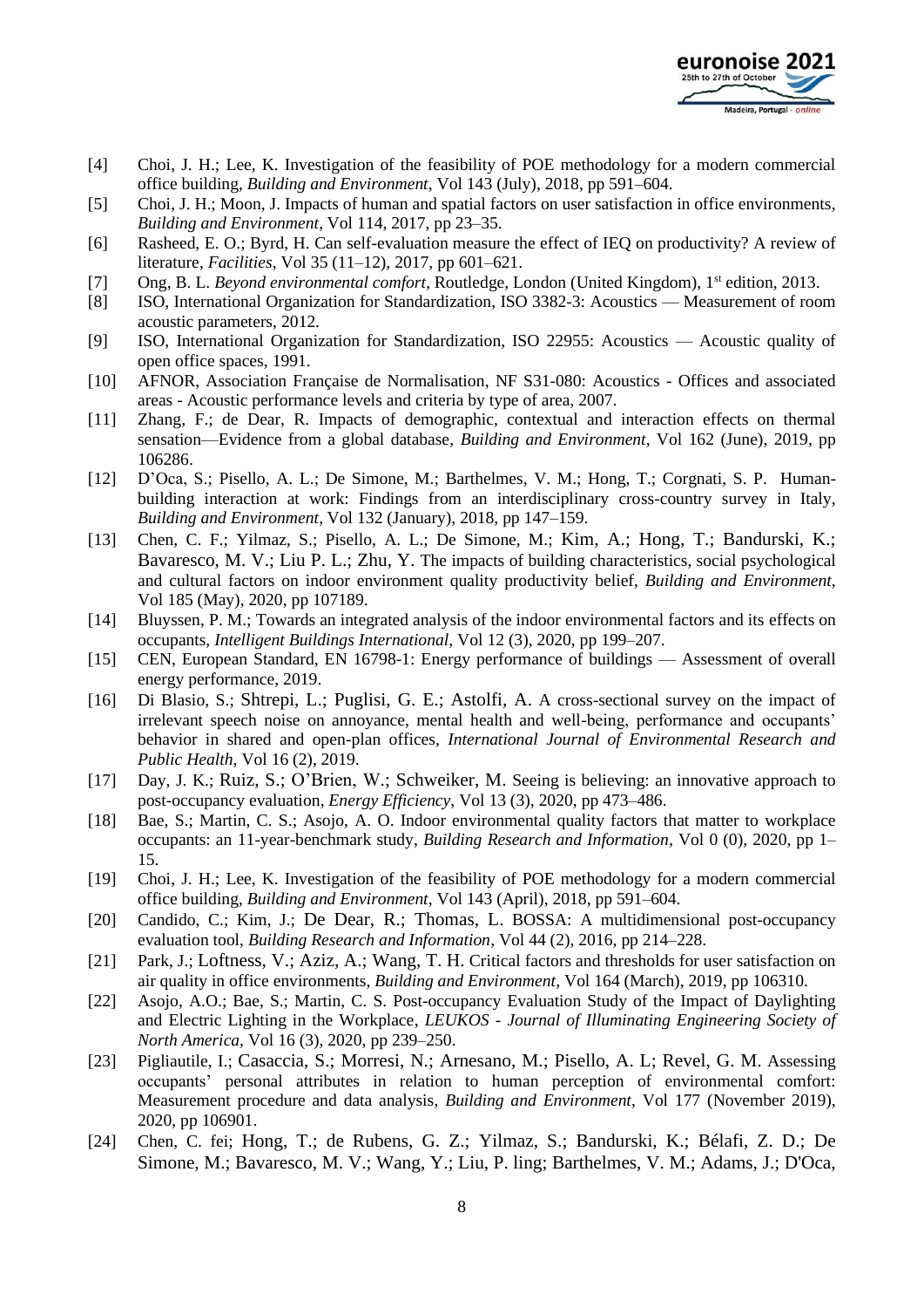[4] Choi, J. H.; Lee, K. Investigation of the feasibility of POE methodology for a modern commercial office building, *Building and Environment*, Vol 143 (July), 2018, pp 591–604.

[5] Choi, J. H.; Moon, J. Impacts of human and spatial factors on user satisfaction in office environments, *Building and Environment*, Vol 114, 2017, pp 23–35.

[6] Rasheed, E. O.; Byrd, H. Can self-evaluation measure the effect of IEQ on productivity? A review of literature, *Facilities*, Vol 35 (11–12), 2017, pp 601–621.

[7] Ong, B. L. *Beyond environmental comfort*, Routledge, London (United Kingdom), 1st edition, 2013.

[8] ISO, International Organization for Standardization, ISO 3382-3: Acoustics — Measurement of room acoustic parameters, 2012.

[9] ISO, International Organization for Standardization, ISO 22955: Acoustics — Acoustic quality of open office spaces, 1991.

[10] AFNOR, Association Française de Normalisation, NF S31-080: Acoustics - Offices and associated areas - Acoustic performance levels and criteria by type of area, 2007.

[11] Zhang, F.; de Dear, R. Impacts of demographic, contextual and interaction effects on thermal sensation—Evidence from a global database, *Building and Environment*, Vol 162 (June), 2019, pp 106286.

[12] D'Oca, S.; Pisello, A. L.; De Simone, M.; Barthelmes, V. M.; Hong, T.; Corgnati, S. P. Human-building interaction at work: Findings from an interdisciplinary cross-country survey in Italy, *Building and Environment*, Vol 132 (January), 2018, pp 147–159.

[13] Chen, C. F.; Yilmaz, S.; Pisello, A. L.; De Simone, M.; Kim, A.; Hong, T.; Bandurski, K.; Bavaresco, M. V.; Liu P. L.; Zhu, Y. The impacts of building characteristics, social psychological and cultural factors on indoor environment quality productivity belief, *Building and Environment*, Vol 185 (May), 2020, pp 107189.

[14] Bluyssen, P. M.; Towards an integrated analysis of the indoor environmental factors and its effects on occupants, *Intelligent Buildings International*, Vol 12 (3), 2020, pp 199–207.

[15] CEN, European Standard, EN 16798-1: Energy performance of buildings — Assessment of overall energy performance, 2019.

[16] Di Blasio, S.; Shtrepi, L.; Puglisi, G. E.; Astolfi, A. A cross-sectional survey on the impact of irrelevant speech noise on annoyance, mental health and well-being, performance and occupants' behavior in shared and open-plan offices, *International Journal of Environmental Research and Public Health*, Vol 16 (2), 2019.

[17] Day, J. K.; Ruiz, S.; O'Brien, W.; Schweiker, M. Seeing is believing: an innovative approach to post-occupancy evaluation, *Energy Efficiency*, Vol 13 (3), 2020, pp 473–486.

[18] Bae, S.; Martin, C. S.; Asojo, A. O. Indoor environmental quality factors that matter to workplace occupants: an 11-year-benchmark study, *Building Research and Information*, Vol 0 (0), 2020, pp 1–15.

[19] Choi, J. H.; Lee, K. Investigation of the feasibility of POE methodology for a modern commercial office building, *Building and Environment*, Vol 143 (April), 2018, pp 591–604.

[20] Candido, C.; Kim, J.; De Dear, R.; Thomas, L. BOSSA: A multidimensional post-occupancy evaluation tool, *Building Research and Information*, Vol 44 (2), 2016, pp 214–228.

[21] Park, J.; Loftness, V.; Aziz, A.; Wang, T. H. Critical factors and thresholds for user satisfaction on air quality in office environments, *Building and Environment*, Vol 164 (March), 2019, pp 106310.

[22] Asojo, A.O.; Bae, S.; Martin, C. S. Post-occupancy Evaluation Study of the Impact of Daylighting and Electric Lighting in the Workplace, *LEUKOS - Journal of Illuminating Engineering Society of North America*, Vol 16 (3), 2020, pp 239–250.

[23] Pigliautile, I.; Casaccia, S.; Morresi, N.; Arnesano, M.; Pisello, A. L; Revel, G. M. Assessing occupants' personal attributes in relation to human perception of environmental comfort: Measurement procedure and data analysis, *Building and Environment*, Vol 177 (November 2019), 2020, pp 106901.

[24] Chen, C. fei; Hong, T.; de Rubens, G. Z.; Yilmaz, S.; Bandurski, K.; Bélafi, Z. D.; De Simone, M.; Bavaresco, M. V.; Wang, Y.; Liu, P. ling; Barthelmes, V. M.; Adams, J.; D'Oca,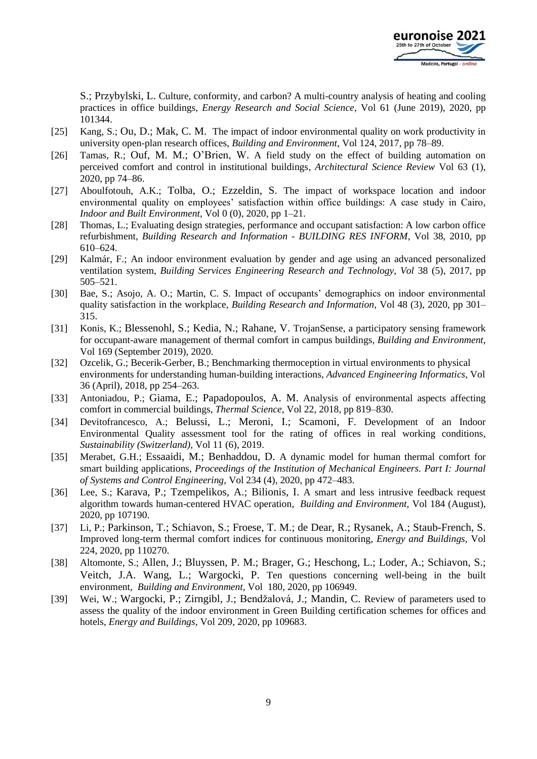S.; Przybylski, L. Culture, conformity, and carbon? A multi-country analysis of heating and cooling practices in office buildings, *Energy Research and Social Science*, Vol 61 (June 2019), 2020, pp 101344.

[25] Kang, S.; Ou, D.; Mak, C. M. The impact of indoor environmental quality on work productivity in university open-plan research offices, *Building and Environment*, Vol 124, 2017, pp 78–89.

[26] Tamas, R.; Ouf, M. M.; O'Brien, W. A field study on the effect of building automation on perceived comfort and control in institutional buildings, *Architectural Science Review* Vol 63 (1), 2020, pp 74–86.

[27] Aboulfotouh, A.K.; Tolba, O.; Ezzeldin, S. The impact of workspace location and indoor environmental quality on employees' satisfaction within office buildings: A case study in Cairo, *Indoor and Built Environment*, Vol 0 (0), 2020, pp 1–21.

[28] Thomas, L.; Evaluating design strategies, performance and occupant satisfaction: A low carbon office refurbishment, *Building Research and Information - BUILDING RES INFORM*, Vol 38, 2010, pp 610–624.

[29] Kalmár, F.; An indoor environment evaluation by gender and age using an advanced personalized ventilation system, *Building Services Engineering Research and Technology*, *Vol* 38 (5), 2017, pp 505–521.

[30] Bae, S.; Asojo, A. O.; Martin, C. S. Impact of occupants' demographics on indoor environmental quality satisfaction in the workplace, *Building Research and Information*, Vol 48 (3), 2020, pp 301–315.

[31] Konis, K.; Blessenohl, S.; Kedia, N.; Rahane, V. TrojanSense, a participatory sensing framework for occupant-aware management of thermal comfort in campus buildings, *Building and Environment*, Vol 169 (September 2019), 2020.

[32] Ozcelik, G.; Becerik-Gerber, B.; Benchmarking thermoception in virtual environments to physical environments for understanding human-building interactions, *Advanced Engineering Informatics*, Vol 36 (April), 2018, pp 254–263.

[33] Antoniadou, P.; Giama, E.; Papadopoulos, A. M. Analysis of environmental aspects affecting comfort in commercial buildings, *Thermal Science*, Vol 22, 2018, pp 819–830.

[34] Devitofrancesco, A.; Belussi, L.; Meroni, I.; Scamoni, F. Development of an Indoor Environmental Quality assessment tool for the rating of offices in real working conditions, *Sustainability (Switzerland)*, Vol 11 (6), 2019.

[35] Merabet, G.H.; Essaaidi, M.; Benhaddou, D. A dynamic model for human thermal comfort for smart building applications, *Proceedings of the Institution of Mechanical Engineers. Part I: Journal of Systems and Control Engineering*, Vol 234 (4), 2020, pp 472–483.

[36] Lee, S.; Karava, P.; Tzempelikos, A.; Bilionis, I. A smart and less intrusive feedback request algorithm towards human-centered HVAC operation, *Building and Environment*, Vol 184 (August), 2020, pp 107190.

[37] Li, P.; Parkinson, T.; Schiavon, S.; Froese, T. M.; de Dear, R.; Rysanek, A.; Staub-French, S. Improved long-term thermal comfort indices for continuous monitoring, *Energy and Buildings*, Vol 224, 2020, pp 110270.

[38] Altomonte, S.; Allen, J.; Bluyssen, P. M.; Brager, G.; Heschong, L.; Loder, A.; Schiavon, S.; Veitch, J.A. Wang, L.; Wargocki, P. Ten questions concerning well-being in the built environment, *Building and Environment*, Vol 180, 2020, pp 106949.

[39] Wei, W.; Wargocki, P.; Zirngibl, J.; Bendžalová, J.; Mandin, C. Review of parameters used to assess the quality of the indoor environment in Green Building certification schemes for offices and hotels, *Energy and Buildings*, Vol 209, 2020, pp 109683.